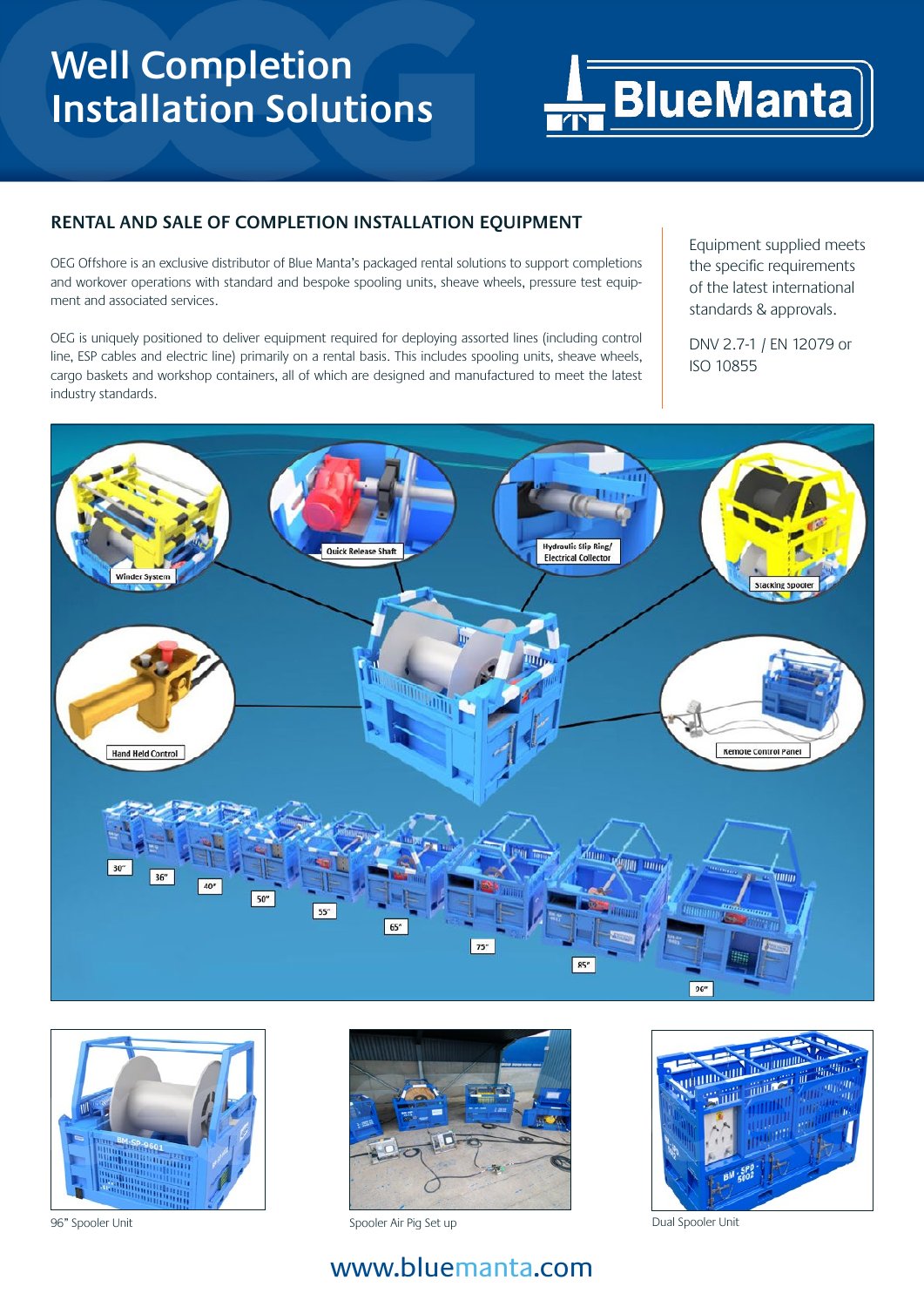# Well Completion Installation Solutions

BlueManta

## RENTAL AND SALE OF COMPLETION INSTALLATION EQUIPMENT

OEG Offshore is an exclusive distributor of Blue Manta's packaged rental solutions to support completions and workover operations with standard and bespoke spooling units, sheave wheels, pressure test equipment and associated services.

OEG is uniquely positioned to deliver equipment required for deploying assorted lines (including control line, ESP cables and electric line) primarily on a rental basis. This includes spooling units, sheave wheels, cargo baskets and workshop containers, all of which are designed and manufactured to meet the latest industry standards.

Equipment supplied meets the specific requirements of the latest international standards & approvals.

DNV 2.7-1 / EN 12079 or ISO 10855

Winder System

Quick Release Shaft

Hydraulic Slip Ring/ Electrical Collector

Stacking Spooler

Hand Held Control

Remote Control Panel

30" 36" 40" 50" 55" 65" 75" 85" 96"

96" Spooler Unit

Spooler Air Pig Set up

Dual Spooler Unit

www.bluemanta.com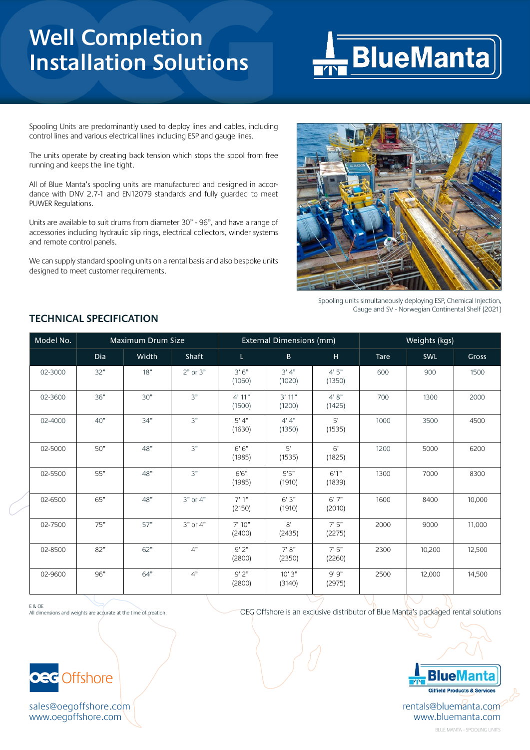# Well Completion Installation Solutions

BlueManta

Spooling Units are predominantly used to deploy lines and cables, including control lines and various electrical lines including ESP and gauge lines.

The units operate by creating back tension which stops the spool from free running and keeps the line tight.

All of Blue Manta's spooling units are manufactured and designed in accordance with DNV 2.7-1 and EN12079 standards and fully guarded to meet PUWER Regulations.

Units are available to suit drums from diameter 30" - 96", and have a range of accessories including hydraulic slip rings, electrical collectors, winder systems and remote control panels.

We can supply standard spooling units on a rental basis and also bespoke units designed to meet customer requirements.

Spooling units simultaneously deploying ESP, Chemical Injection, Gauge and SV - Norwegian Continental Shelf (2021)

## TECHNICAL SPECIFICATION

| Model No. | Maximum Drum Size | | | External Dimensions (mm) | | | Weights (kgs) | | |
|---|---|---|---|---|---|---|---|---|---|
| | Dia | Width | Shaft | L | B | H | Tare | SWL | Gross |
| 02-3000 | 32" | 18" | 2" or 3" | 3' 6" (1060) | 3' 4" (1020) | 4' 5" (1350) | 600 | 900 | 1500 |
| 02-3600 | 36" | 30" | 3" | 4' 11" (1500) | 3' 11" (1200) | 4' 8" (1425) | 700 | 1300 | 2000 |
| 02-4000 | 40" | 34" | 3" | 5' 4" (1630) | 4' 4" (1350) | 5' (1535) | 1000 | 3500 | 4500 |
| 02-5000 | 50" | 48" | 3" | 6' 6" (1985) | 5' (1535) | 6' (1825) | 1200 | 5000 | 6200 |
| 02-5500 | 55" | 48" | 3" | 6'6" (1985) | 5'5" (1910) | 6'1" (1839) | 1300 | 7000 | 8300 |
| 02-6500 | 65" | 48" | 3" or 4" | 7' 1" (2150) | 6' 3" (1910) | 6' 7" (2010) | 1600 | 8400 | 10,000 |
| 02-7500 | 75" | 57" | 3" or 4" | 7' 10" (2400) | 8' (2435) | 7' 5" (2275) | 2000 | 9000 | 11,000 |
| 02-8500 | 82" | 62" | 4" | 9' 2" (2800) | 7' 8" (2350) | 7' 5" (2260) | 2300 | 10,200 | 12,500 |
| 02-9600 | 96" | 64" | 4" | 9' 2" (2800) | 10' 3" (3140) | 9' 9" (2975) | 2500 | 12,000 | 14,500 |

E & OE
All dimensions and weights are accurate at the time of creation.

OEG Offshore is an exclusive distributor of Blue Manta's packaged rental solutions

OEG Offshore

sales@oegoffshore.com
www.oegoffshore.com

BlueManta Oilfield Products & Services

rentals@bluemanta.com
www.bluemanta.com

BLUE MANTA - SPOOLING UNITS